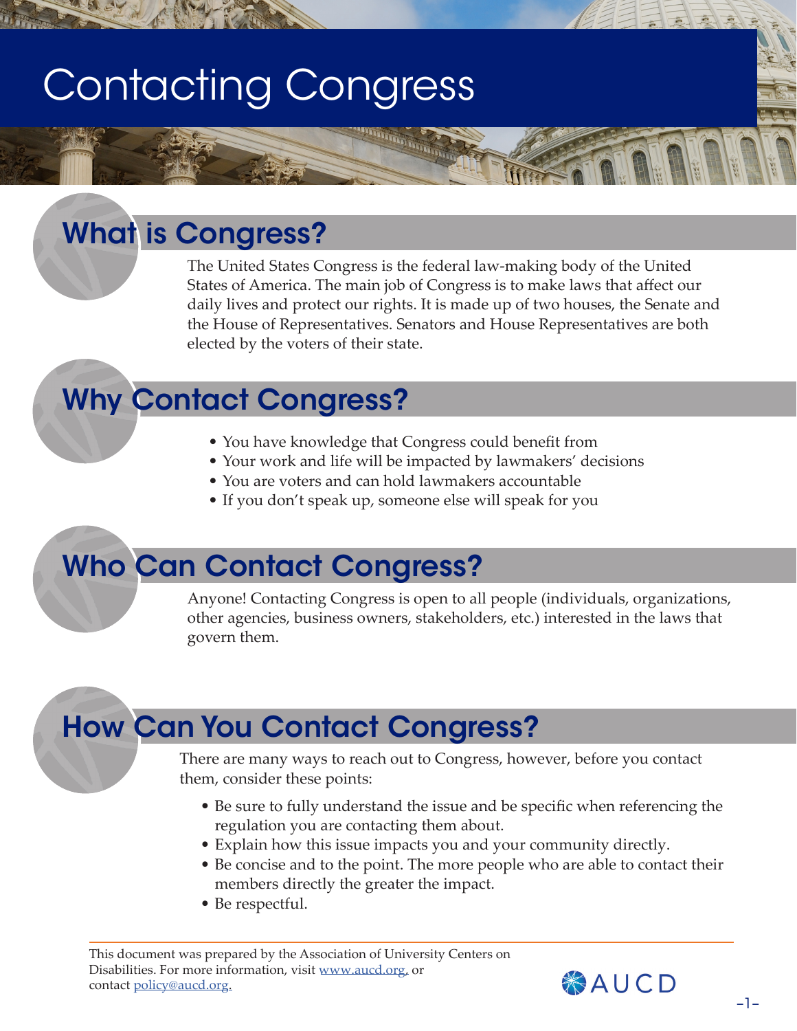# Contacting Congress

## What is Congress?

The United States Congress is the federal law-making body of the United States of America. The main job of Congress is to make laws that affect our daily lives and protect our rights. It is made up of two houses, the Senate and the House of Representatives. Senators and House Representatives are both elected by the voters of their state.

## Why Contact Congress?

- You have knowledge that Congress could benefit from
- Your work and life will be impacted by lawmakers' decisions
- You are voters and can hold lawmakers accountable
- If you don't speak up, someone else will speak for you

## Who Can Contact Congress?

Anyone! Contacting Congress is open to all people (individuals, organizations, other agencies, business owners, stakeholders, etc.) interested in the laws that govern them.

## How Can You Contact Congress?

There are many ways to reach out to Congress, however, before you contact them, consider these points:

- Be sure to fully understand the issue and be specific when referencing the regulation you are contacting them about.
- Explain how this issue impacts you and your community directly.
- Be concise and to the point. The more people who are able to contact their members directly the greater the impact.
- Be respectful.

This document was prepared by the Association of University Centers on Disabilities. For more information, visit www.aucd.org, or contact policy@aucd.org.

AUCD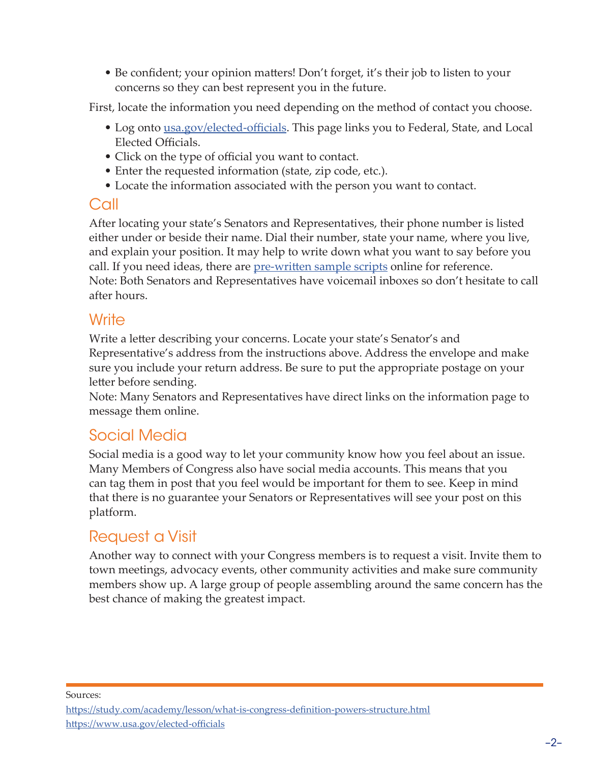- Be confident; your opinion matters! Don't forget, it's their job to listen to your concerns so they can best represent you in the future.

First, locate the information you need depending on the method of contact you choose.

- Log onto [usa.gov/elected-officials](https://www.usa.gov/elected-officials). This page links you to Federal, State, and Local Elected Officials.
- Click on the type of official you want to contact.
- Enter the requested information (state, zip code, etc.).
- Locate the information associated with the person you want to contact.

## Call

After locating your state's Senators and Representatives, their phone number is listed either under or beside their name. Dial their number, state your name, where you live, and explain your position. It may help to write down what you want to say before you call. If you need ideas, there are pre-written sample scripts online for reference.
Note: Both Senators and Representatives have voicemail inboxes so don't hesitate to call after hours.

## Write

Write a letter describing your concerns. Locate your state's Senator's and Representative's address from the instructions above. Address the envelope and make sure you include your return address. Be sure to put the appropriate postage on your letter before sending.
Note: Many Senators and Representatives have direct links on the information page to message them online.

## Social Media

Social media is a good way to let your community know how you feel about an issue. Many Members of Congress also have social media accounts. This means that you can tag them in post that you feel would be important for them to see. Keep in mind that there is no guarantee your Senators or Representatives will see your post on this platform.

## Request a Visit

Another way to connect with your Congress members is to request a visit. Invite them to town meetings, advocacy events, other community activities and make sure community members show up. A large group of people assembling around the same concern has the best chance of making the greatest impact.

---

Sources:
https://study.com/academy/lesson/what-is-congress-definition-powers-structure.html
https://www.usa.gov/elected-officials